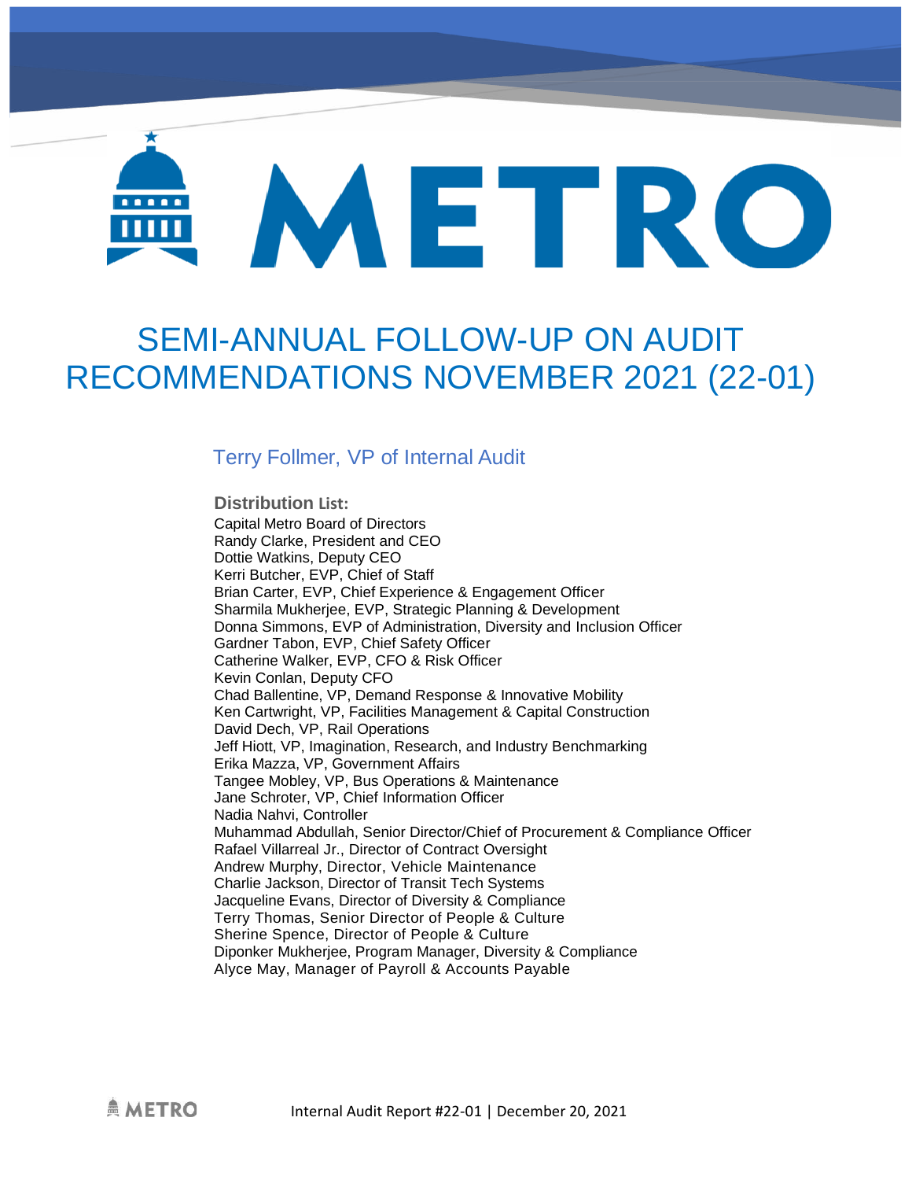# METRO

# SEMI-ANNUAL FOLLOW-UP ON AUDIT RECOMMENDATIONS NOVEMBER 2021 (22-01)

Terry Follmer, VP of Internal Audit

**Distribution List:**

Capital Metro Board of Directors
Randy Clarke, President and CEO
Dottie Watkins, Deputy CEO
Kerri Butcher, EVP, Chief of Staff
Brian Carter, EVP, Chief Experience & Engagement Officer
Sharmila Mukherjee, EVP, Strategic Planning & Development
Donna Simmons, EVP of Administration, Diversity and Inclusion Officer
Gardner Tabon, EVP, Chief Safety Officer
Catherine Walker, EVP, CFO & Risk Officer
Kevin Conlan, Deputy CFO
Chad Ballentine, VP, Demand Response & Innovative Mobility
Ken Cartwright, VP, Facilities Management & Capital Construction
David Dech, VP, Rail Operations
Jeff Hiott, VP, Imagination, Research, and Industry Benchmarking
Erika Mazza, VP, Government Affairs
Tangee Mobley, VP, Bus Operations & Maintenance
Jane Schroter, VP, Chief Information Officer
Nadia Nahvi, Controller
Muhammad Abdullah, Senior Director/Chief of Procurement & Compliance Officer
Rafael Villarreal Jr., Director of Contract Oversight
Andrew Murphy, Director, Vehicle Maintenance
Charlie Jackson, Director of Transit Tech Systems
Jacqueline Evans, Director of Diversity & Compliance
Terry Thomas, Senior Director of People & Culture
Sherine Spence, Director of People & Culture
Diponker Mukherjee, Program Manager, Diversity & Compliance
Alyce May, Manager of Payroll & Accounts Payable

Internal Audit Report #22-01 | December 20, 2021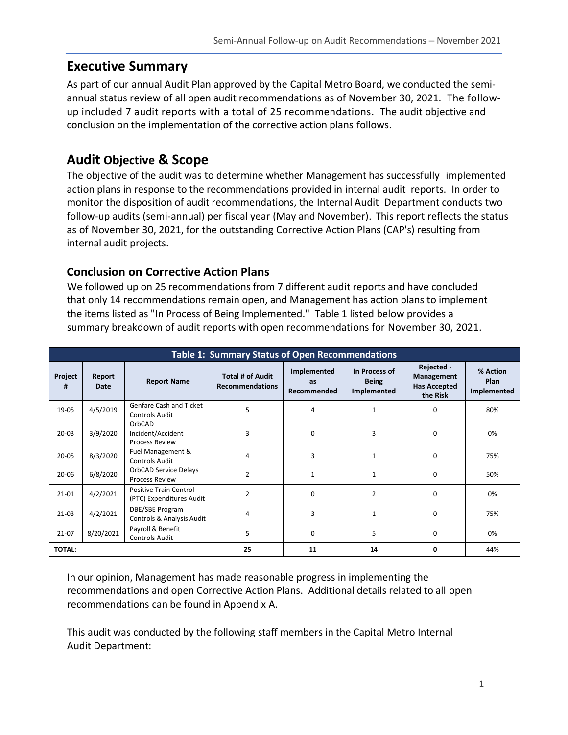## Executive Summary

As part of our annual Audit Plan approved by the Capital Metro Board, we conducted the semi-annual status review of all open audit recommendations as of November 30, 2021. The follow-up included 7 audit reports with a total of 25 recommendations. The audit objective and conclusion on the implementation of the corrective action plans follows.

## Audit Objective & Scope

The objective of the audit was to determine whether Management has successfully implemented action plans in response to the recommendations provided in internal audit reports. In order to monitor the disposition of audit recommendations, the Internal Audit Department conducts two follow-up audits (semi-annual) per fiscal year (May and November). This report reflects the status as of November 30, 2021, for the outstanding Corrective Action Plans (CAP's) resulting from internal audit projects.

### Conclusion on Corrective Action Plans

We followed up on 25 recommendations from 7 different audit reports and have concluded that only 14 recommendations remain open, and Management has action plans to implement the items listed as "In Process of Being Implemented." Table 1 listed below provides a summary breakdown of audit reports with open recommendations for November 30, 2021.

| Table 1: Summary Status of Open Recommendations | | | | | | | |
|---|---|---|---|---|---|---|---|
| Project # | Report Date | Report Name | Total # of Audit Recommendations | Implemented as Recommended | In Process of Being Implemented | Rejected - Management Has Accepted the Risk | % Action Plan Implemented |
| 19-05 | 4/5/2019 | Genfare Cash and Ticket Controls Audit | 5 | 4 | 1 | 0 | 80% |
| 20-03 | 3/9/2020 | OrbCAD Incident/Accident Process Review | 3 | 0 | 3 | 0 | 0% |
| 20-05 | 8/3/2020 | Fuel Management & Controls Audit | 4 | 3 | 1 | 0 | 75% |
| 20-06 | 6/8/2020 | OrbCAD Service Delays Process Review | 2 | 1 | 1 | 0 | 50% |
| 21-01 | 4/2/2021 | Positive Train Control (PTC) Expenditures Audit | 2 | 0 | 2 | 0 | 0% |
| 21-03 | 4/2/2021 | DBE/SBE Program Controls & Analysis Audit | 4 | 3 | 1 | 0 | 75% |
| 21-07 | 8/20/2021 | Payroll & Benefit Controls Audit | 5 | 0 | 5 | 0 | 0% |
| TOTAL: | | | 25 | 11 | 14 | 0 | 44% |

In our opinion, Management has made reasonable progress in implementing the recommendations and open Corrective Action Plans. Additional details related to all open recommendations can be found in Appendix A.

This audit was conducted by the following staff members in the Capital Metro Internal Audit Department: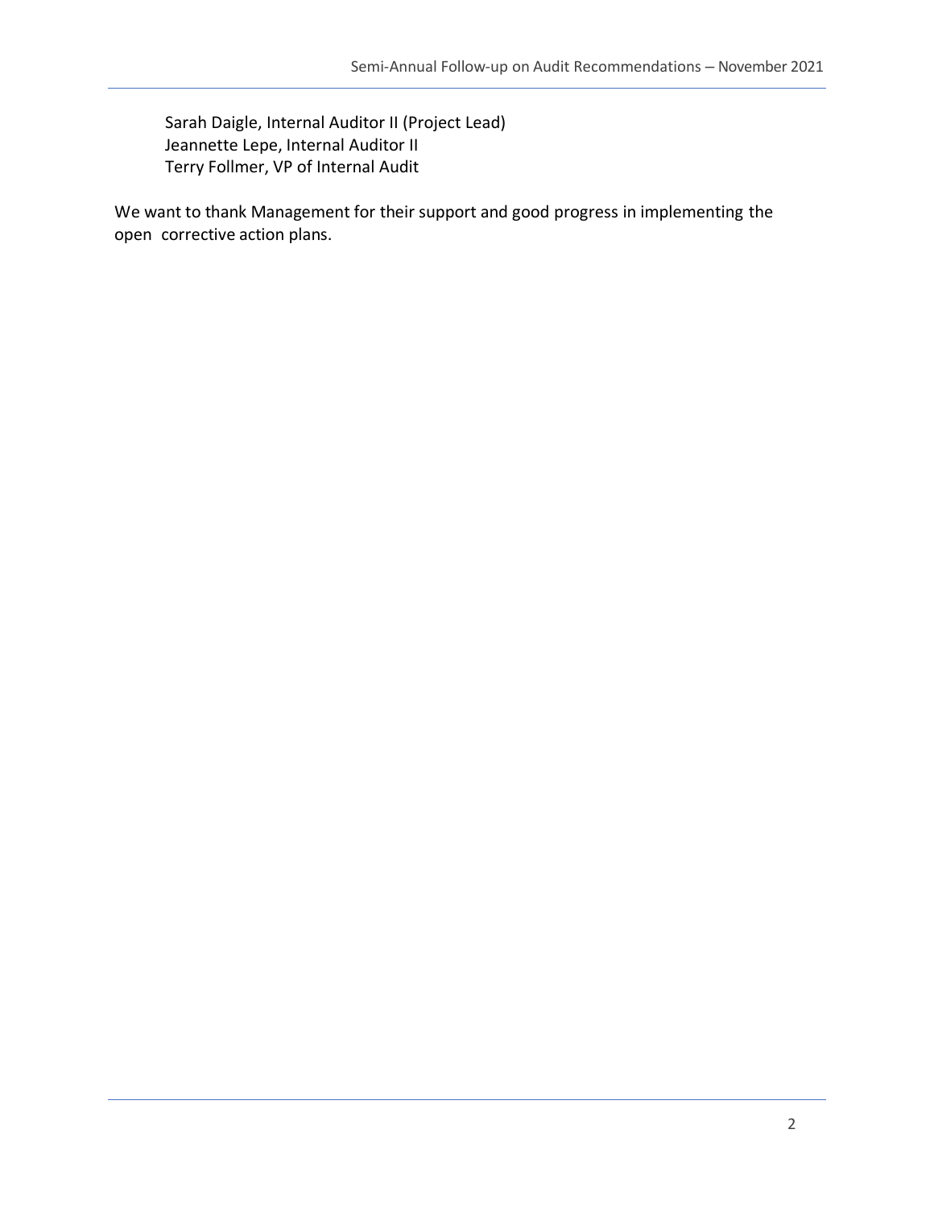Sarah Daigle, Internal Auditor II (Project Lead)
Jeannette Lepe, Internal Auditor II
Terry Follmer, VP of Internal Audit

We want to thank Management for their support and good progress in implementing the open corrective action plans.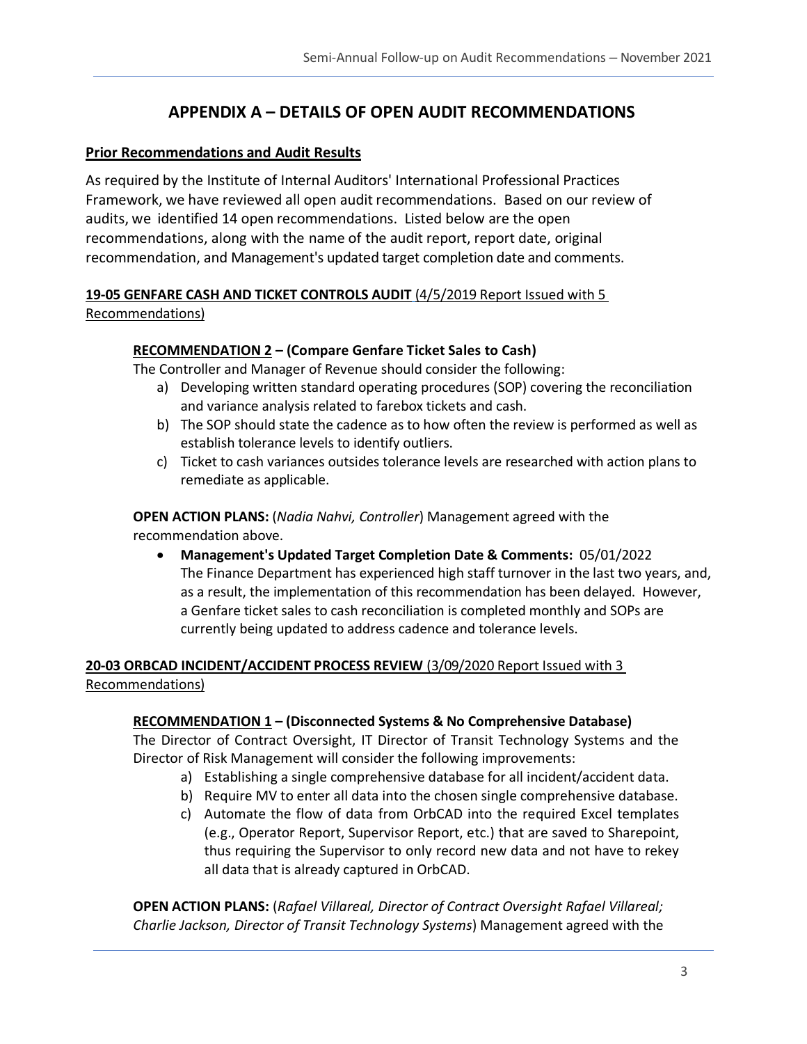# APPENDIX A – DETAILS OF OPEN AUDIT RECOMMENDATIONS

## Prior Recommendations and Audit Results

As required by the Institute of Internal Auditors' International Professional Practices Framework, we have reviewed all open audit recommendations. Based on our review of audits, we identified 14 open recommendations. Listed below are the open recommendations, along with the name of the audit report, report date, original recommendation, and Management's updated target completion date and comments.

### 19-05 GENFARE CASH AND TICKET CONTROLS AUDIT (4/5/2019 Report Issued with 5 Recommendations)

#### RECOMMENDATION 2 – (Compare Genfare Ticket Sales to Cash)

The Controller and Manager of Revenue should consider the following:

a) Developing written standard operating procedures (SOP) covering the reconciliation and variance analysis related to farebox tickets and cash.
b) The SOP should state the cadence as to how often the review is performed as well as establish tolerance levels to identify outliers.
c) Ticket to cash variances outsides tolerance levels are researched with action plans to remediate as applicable.

**OPEN ACTION PLANS:** (*Nadia Nahvi, Controller*) Management agreed with the recommendation above.

- **Management's Updated Target Completion Date & Comments:** 05/01/2022
  The Finance Department has experienced high staff turnover in the last two years, and, as a result, the implementation of this recommendation has been delayed. However, a Genfare ticket sales to cash reconciliation is completed monthly and SOPs are currently being updated to address cadence and tolerance levels.

### 20-03 ORBCAD INCIDENT/ACCIDENT PROCESS REVIEW (3/09/2020 Report Issued with 3 Recommendations)

#### RECOMMENDATION 1 – (Disconnected Systems & No Comprehensive Database)

The Director of Contract Oversight, IT Director of Transit Technology Systems and the Director of Risk Management will consider the following improvements:

a) Establishing a single comprehensive database for all incident/accident data.
b) Require MV to enter all data into the chosen single comprehensive database.
c) Automate the flow of data from OrbCAD into the required Excel templates (e.g., Operator Report, Supervisor Report, etc.) that are saved to Sharepoint, thus requiring the Supervisor to only record new data and not have to rekey all data that is already captured in OrbCAD.

**OPEN ACTION PLANS:** (*Rafael Villareal, Director of Contract Oversight Rafael Villareal; Charlie Jackson, Director of Transit Technology Systems*) Management agreed with the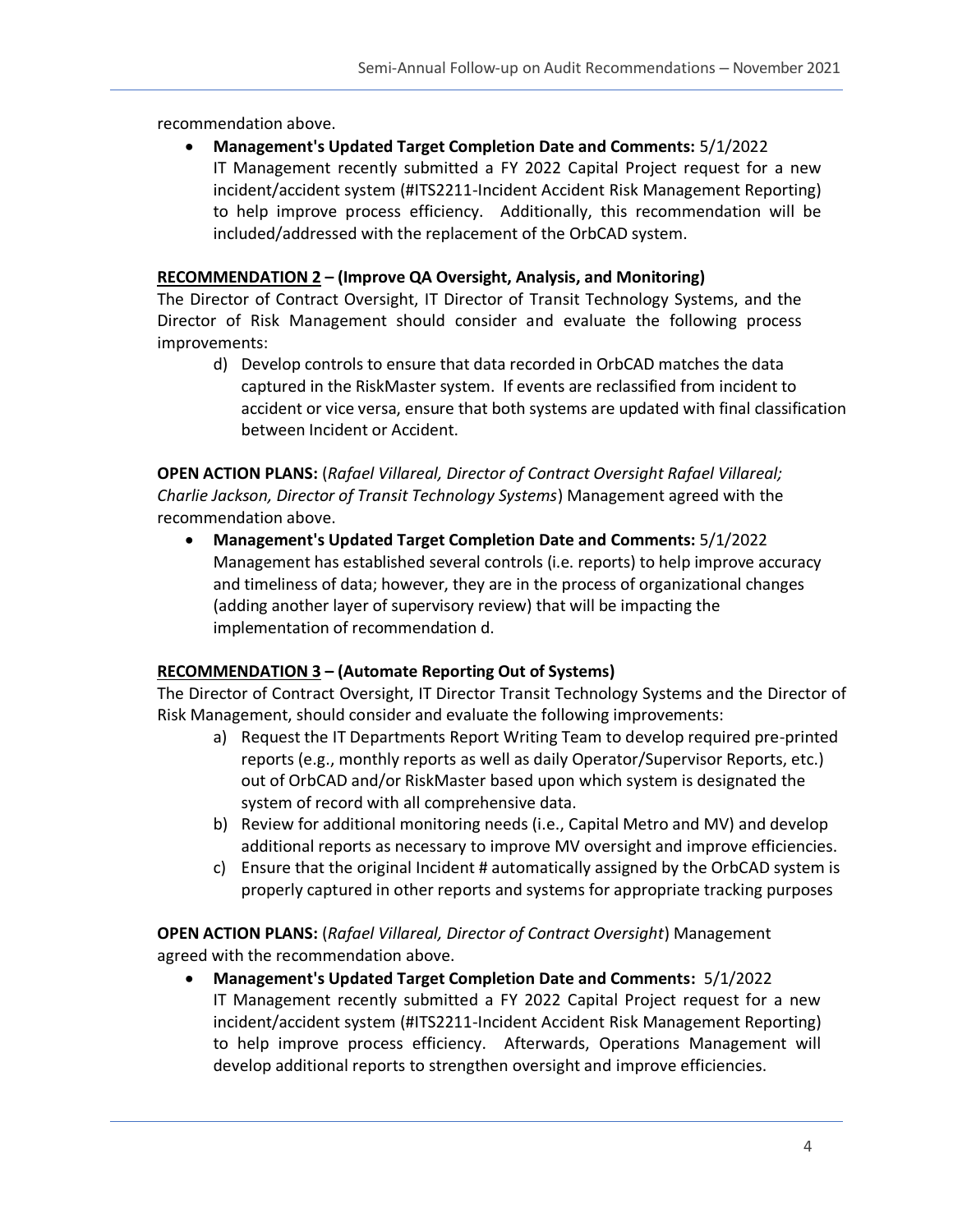recommendation above.

- **Management's Updated Target Completion Date and Comments:** 5/1/2022
  IT Management recently submitted a FY 2022 Capital Project request for a new incident/accident system (#ITS2211-Incident Accident Risk Management Reporting) to help improve process efficiency. Additionally, this recommendation will be included/addressed with the replacement of the OrbCAD system.

**RECOMMENDATION 2 – (Improve QA Oversight, Analysis, and Monitoring)**

The Director of Contract Oversight, IT Director of Transit Technology Systems, and the Director of Risk Management should consider and evaluate the following process improvements:

d) Develop controls to ensure that data recorded in OrbCAD matches the data captured in the RiskMaster system. If events are reclassified from incident to accident or vice versa, ensure that both systems are updated with final classification between Incident or Accident.

**OPEN ACTION PLANS:** (*Rafael Villareal, Director of Contract Oversight Rafael Villareal; Charlie Jackson, Director of Transit Technology Systems*) Management agreed with the recommendation above.

- **Management's Updated Target Completion Date and Comments:** 5/1/2022
  Management has established several controls (i.e. reports) to help improve accuracy and timeliness of data; however, they are in the process of organizational changes (adding another layer of supervisory review) that will be impacting the implementation of recommendation d.

**RECOMMENDATION 3 – (Automate Reporting Out of Systems)**

The Director of Contract Oversight, IT Director Transit Technology Systems and the Director of Risk Management, should consider and evaluate the following improvements:

a) Request the IT Departments Report Writing Team to develop required pre-printed reports (e.g., monthly reports as well as daily Operator/Supervisor Reports, etc.) out of OrbCAD and/or RiskMaster based upon which system is designated the system of record with all comprehensive data.
b) Review for additional monitoring needs (i.e., Capital Metro and MV) and develop additional reports as necessary to improve MV oversight and improve efficiencies.
c) Ensure that the original Incident # automatically assigned by the OrbCAD system is properly captured in other reports and systems for appropriate tracking purposes

**OPEN ACTION PLANS:** (*Rafael Villareal, Director of Contract Oversight*) Management agreed with the recommendation above.

- **Management's Updated Target Completion Date and Comments:** 5/1/2022
  IT Management recently submitted a FY 2022 Capital Project request for a new incident/accident system (#ITS2211-Incident Accident Risk Management Reporting) to help improve process efficiency. Afterwards, Operations Management will develop additional reports to strengthen oversight and improve efficiencies.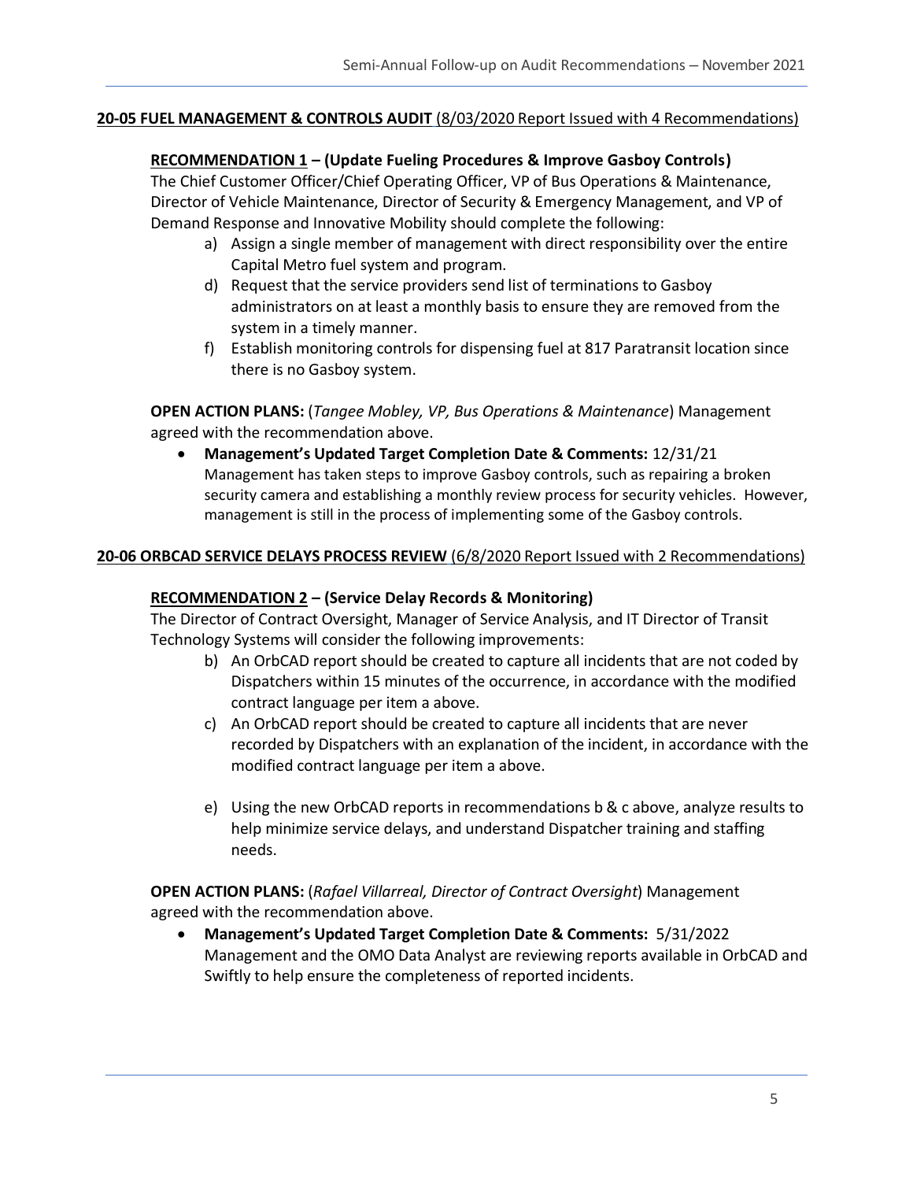**20-05 FUEL MANAGEMENT & CONTROLS AUDIT** (8/03/2020 Report Issued with 4 Recommendations)

**RECOMMENDATION 1 – (Update Fueling Procedures & Improve Gasboy Controls)**

The Chief Customer Officer/Chief Operating Officer, VP of Bus Operations & Maintenance, Director of Vehicle Maintenance, Director of Security & Emergency Management, and VP of Demand Response and Innovative Mobility should complete the following:

a) Assign a single member of management with direct responsibility over the entire Capital Metro fuel system and program.

d) Request that the service providers send list of terminations to Gasboy administrators on at least a monthly basis to ensure they are removed from the system in a timely manner.

f) Establish monitoring controls for dispensing fuel at 817 Paratransit location since there is no Gasboy system.

**OPEN ACTION PLANS:** (*Tangee Mobley, VP, Bus Operations & Maintenance*) Management agreed with the recommendation above.

- **Management's Updated Target Completion Date & Comments:** 12/31/21
  Management has taken steps to improve Gasboy controls, such as repairing a broken security camera and establishing a monthly review process for security vehicles. However, management is still in the process of implementing some of the Gasboy controls.

**20-06 ORBCAD SERVICE DELAYS PROCESS REVIEW** (6/8/2020 Report Issued with 2 Recommendations)

**RECOMMENDATION 2 – (Service Delay Records & Monitoring)**

The Director of Contract Oversight, Manager of Service Analysis, and IT Director of Transit Technology Systems will consider the following improvements:

b) An OrbCAD report should be created to capture all incidents that are not coded by Dispatchers within 15 minutes of the occurrence, in accordance with the modified contract language per item a above.

c) An OrbCAD report should be created to capture all incidents that are never recorded by Dispatchers with an explanation of the incident, in accordance with the modified contract language per item a above.

e) Using the new OrbCAD reports in recommendations b & c above, analyze results to help minimize service delays, and understand Dispatcher training and staffing needs.

**OPEN ACTION PLANS:** (*Rafael Villarreal, Director of Contract Oversight*) Management agreed with the recommendation above.

- **Management's Updated Target Completion Date & Comments:** 5/31/2022
  Management and the OMO Data Analyst are reviewing reports available in OrbCAD and Swiftly to help ensure the completeness of reported incidents.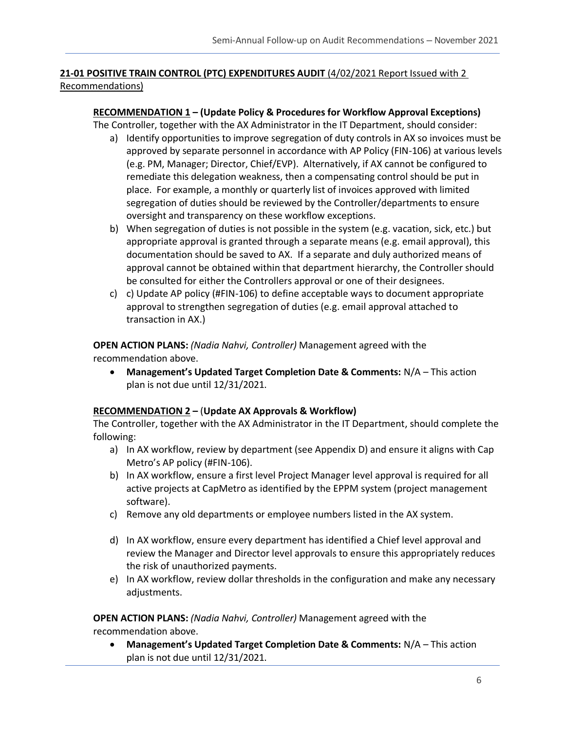**21-01 POSITIVE TRAIN CONTROL (PTC) EXPENDITURES AUDIT** (4/02/2021 Report Issued with 2 Recommendations)

**RECOMMENDATION 1 – (Update Policy & Procedures for Workflow Approval Exceptions)**

The Controller, together with the AX Administrator in the IT Department, should consider:

a) Identify opportunities to improve segregation of duty controls in AX so invoices must be approved by separate personnel in accordance with AP Policy (FIN-106) at various levels (e.g. PM, Manager; Director, Chief/EVP). Alternatively, if AX cannot be configured to remediate this delegation weakness, then a compensating control should be put in place. For example, a monthly or quarterly list of invoices approved with limited segregation of duties should be reviewed by the Controller/departments to ensure oversight and transparency on these workflow exceptions.

b) When segregation of duties is not possible in the system (e.g. vacation, sick, etc.) but appropriate approval is granted through a separate means (e.g. email approval), this documentation should be saved to AX. If a separate and duly authorized means of approval cannot be obtained within that department hierarchy, the Controller should be consulted for either the Controllers approval or one of their designees.

c) c) Update AP policy (#FIN-106) to define acceptable ways to document appropriate approval to strengthen segregation of duties (e.g. email approval attached to transaction in AX.)

**OPEN ACTION PLANS:** *(Nadia Nahvi, Controller)* Management agreed with the recommendation above.

- **Management's Updated Target Completion Date & Comments:** N/A – This action plan is not due until 12/31/2021.

**RECOMMENDATION 2 – (Update AX Approvals & Workflow)**

The Controller, together with the AX Administrator in the IT Department, should complete the following:

a) In AX workflow, review by department (see Appendix D) and ensure it aligns with Cap Metro's AP policy (#FIN-106).

b) In AX workflow, ensure a first level Project Manager level approval is required for all active projects at CapMetro as identified by the EPPM system (project management software).

c) Remove any old departments or employee numbers listed in the AX system.

d) In AX workflow, ensure every department has identified a Chief level approval and review the Manager and Director level approvals to ensure this appropriately reduces the risk of unauthorized payments.

e) In AX workflow, review dollar thresholds in the configuration and make any necessary adjustments.

**OPEN ACTION PLANS:** *(Nadia Nahvi, Controller)* Management agreed with the recommendation above.

- **Management's Updated Target Completion Date & Comments:** N/A – This action plan is not due until 12/31/2021.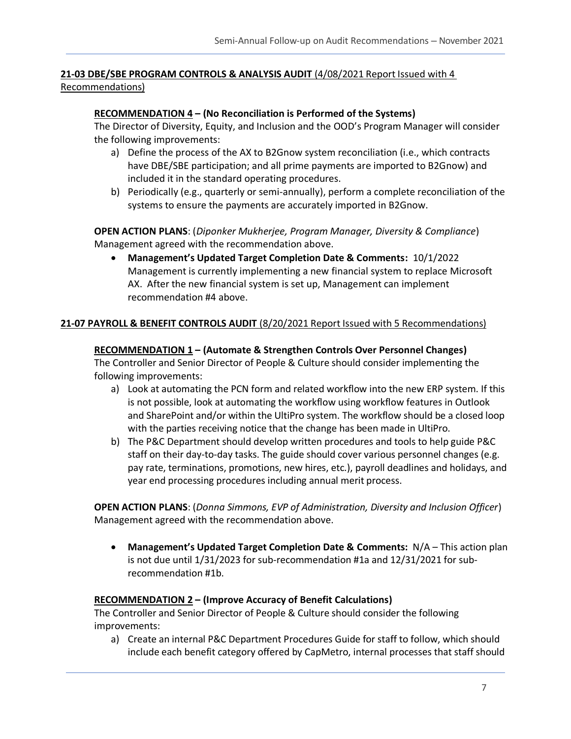**21-03 DBE/SBE PROGRAM CONTROLS & ANALYSIS AUDIT** (4/08/2021 Report Issued with 4 Recommendations)

**RECOMMENDATION 4 – (No Reconciliation is Performed of the Systems)**

The Director of Diversity, Equity, and Inclusion and the OOD's Program Manager will consider the following improvements:

a) Define the process of the AX to B2Gnow system reconciliation (i.e., which contracts have DBE/SBE participation; and all prime payments are imported to B2Gnow) and included it in the standard operating procedures.
b) Periodically (e.g., quarterly or semi-annually), perform a complete reconciliation of the systems to ensure the payments are accurately imported in B2Gnow.

**OPEN ACTION PLANS**: (*Diponker Mukherjee, Program Manager, Diversity & Compliance*)
Management agreed with the recommendation above.

- **Management's Updated Target Completion Date & Comments:** 10/1/2022
  Management is currently implementing a new financial system to replace Microsoft AX. After the new financial system is set up, Management can implement recommendation #4 above.

**21-07 PAYROLL & BENEFIT CONTROLS AUDIT** (8/20/2021 Report Issued with 5 Recommendations)

**RECOMMENDATION 1 – (Automate & Strengthen Controls Over Personnel Changes)**

The Controller and Senior Director of People & Culture should consider implementing the following improvements:

a) Look at automating the PCN form and related workflow into the new ERP system. If this is not possible, look at automating the workflow using workflow features in Outlook and SharePoint and/or within the UltiPro system. The workflow should be a closed loop with the parties receiving notice that the change has been made in UltiPro.
b) The P&C Department should develop written procedures and tools to help guide P&C staff on their day-to-day tasks. The guide should cover various personnel changes (e.g. pay rate, terminations, promotions, new hires, etc.), payroll deadlines and holidays, and year end processing procedures including annual merit process.

**OPEN ACTION PLANS**: (*Donna Simmons, EVP of Administration, Diversity and Inclusion Officer*)
Management agreed with the recommendation above.

- **Management's Updated Target Completion Date & Comments:** N/A – This action plan is not due until 1/31/2023 for sub-recommendation #1a and 12/31/2021 for sub-recommendation #1b.

**RECOMMENDATION 2 – (Improve Accuracy of Benefit Calculations)**

The Controller and Senior Director of People & Culture should consider the following improvements:

a) Create an internal P&C Department Procedures Guide for staff to follow, which should include each benefit category offered by CapMetro, internal processes that staff should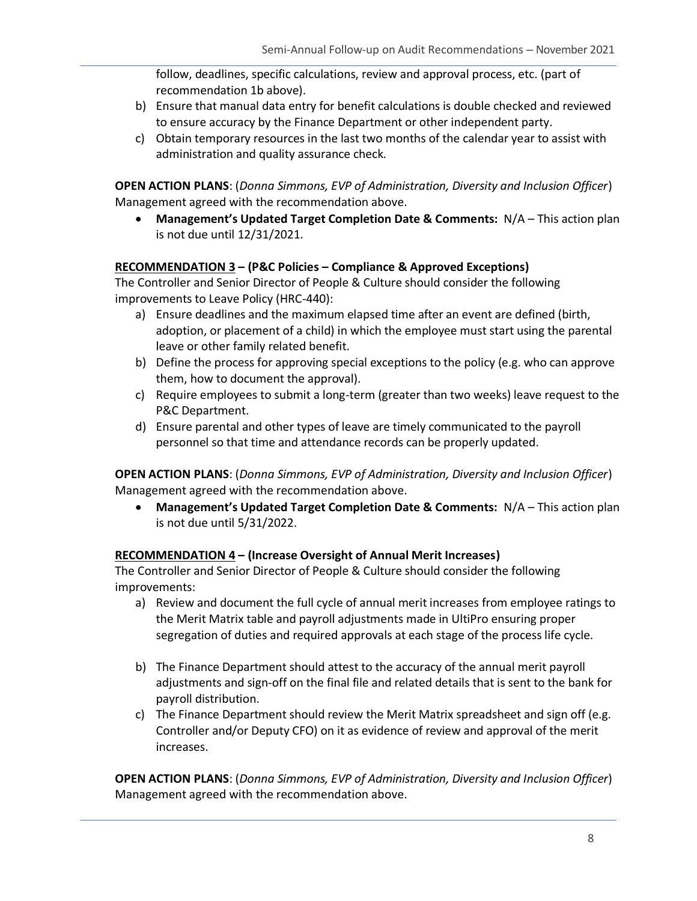follow, deadlines, specific calculations, review and approval process, etc. (part of recommendation 1b above).

b) Ensure that manual data entry for benefit calculations is double checked and reviewed to ensure accuracy by the Finance Department or other independent party.
c) Obtain temporary resources in the last two months of the calendar year to assist with administration and quality assurance check.

**OPEN ACTION PLANS**: (*Donna Simmons, EVP of Administration, Diversity and Inclusion Officer*) Management agreed with the recommendation above.

- **Management's Updated Target Completion Date & Comments:** N/A – This action plan is not due until 12/31/2021.

**<u>RECOMMENDATION 3</u> – (P&C Policies – Compliance & Approved Exceptions)**

The Controller and Senior Director of People & Culture should consider the following improvements to Leave Policy (HRC-440):

a) Ensure deadlines and the maximum elapsed time after an event are defined (birth, adoption, or placement of a child) in which the employee must start using the parental leave or other family related benefit.
b) Define the process for approving special exceptions to the policy (e.g. who can approve them, how to document the approval).
c) Require employees to submit a long-term (greater than two weeks) leave request to the P&C Department.
d) Ensure parental and other types of leave are timely communicated to the payroll personnel so that time and attendance records can be properly updated.

**OPEN ACTION PLANS**: (*Donna Simmons, EVP of Administration, Diversity and Inclusion Officer*) Management agreed with the recommendation above.

- **Management's Updated Target Completion Date & Comments:** N/A – This action plan is not due until 5/31/2022.

**<u>RECOMMENDATION 4</u> – (Increase Oversight of Annual Merit Increases)**

The Controller and Senior Director of People & Culture should consider the following improvements:

a) Review and document the full cycle of annual merit increases from employee ratings to the Merit Matrix table and payroll adjustments made in UltiPro ensuring proper segregation of duties and required approvals at each stage of the process life cycle.
b) The Finance Department should attest to the accuracy of the annual merit payroll adjustments and sign-off on the final file and related details that is sent to the bank for payroll distribution.
c) The Finance Department should review the Merit Matrix spreadsheet and sign off (e.g. Controller and/or Deputy CFO) on it as evidence of review and approval of the merit increases.

**OPEN ACTION PLANS**: (*Donna Simmons, EVP of Administration, Diversity and Inclusion Officer*) Management agreed with the recommendation above.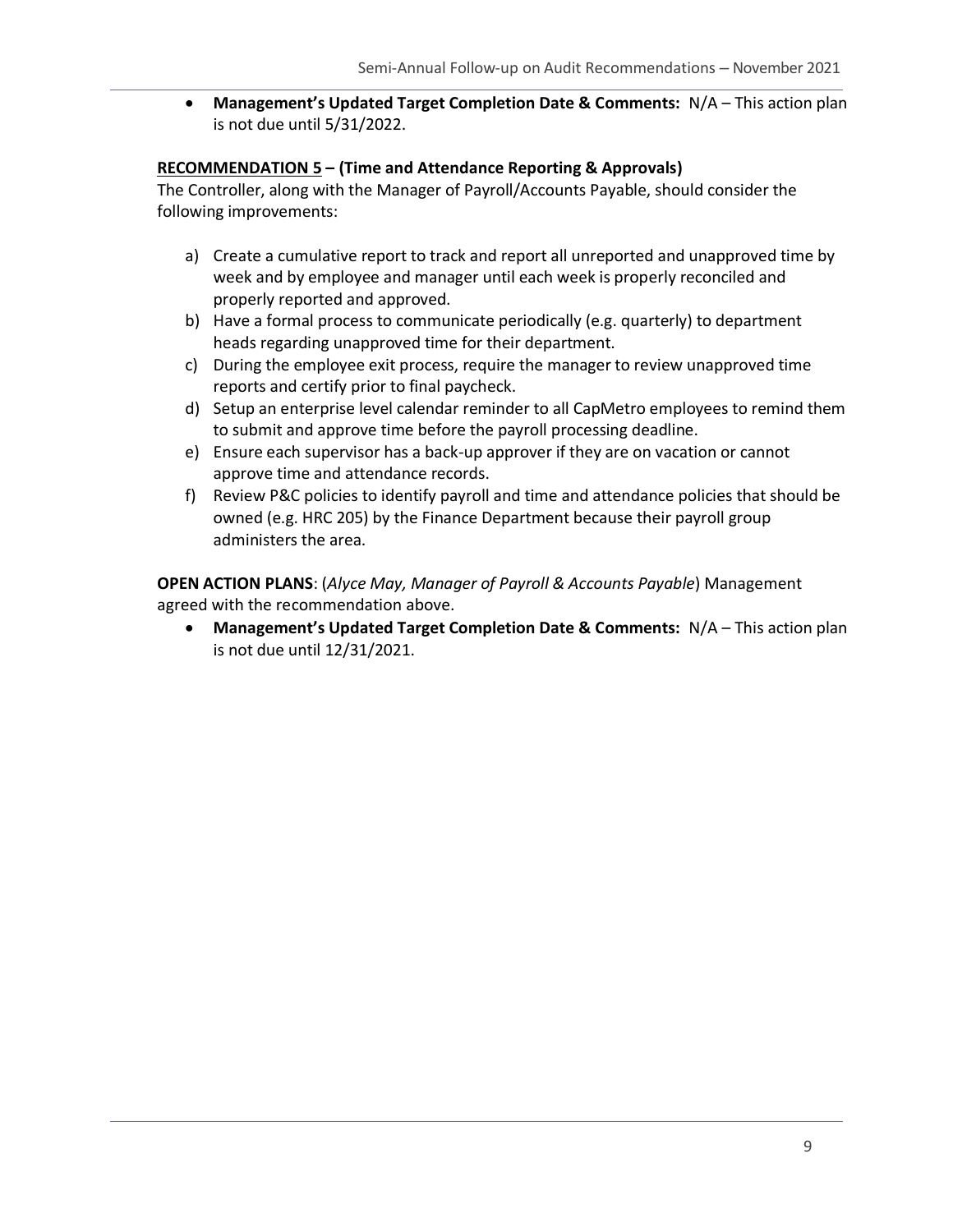- **Management's Updated Target Completion Date & Comments:** N/A – This action plan is not due until 5/31/2022.

**<u>RECOMMENDATION 5</u> – (Time and Attendance Reporting & Approvals)**

The Controller, along with the Manager of Payroll/Accounts Payable, should consider the following improvements:

a) Create a cumulative report to track and report all unreported and unapproved time by week and by employee and manager until each week is properly reconciled and properly reported and approved.
b) Have a formal process to communicate periodically (e.g. quarterly) to department heads regarding unapproved time for their department.
c) During the employee exit process, require the manager to review unapproved time reports and certify prior to final paycheck.
d) Setup an enterprise level calendar reminder to all CapMetro employees to remind them to submit and approve time before the payroll processing deadline.
e) Ensure each supervisor has a back-up approver if they are on vacation or cannot approve time and attendance records.
f) Review P&C policies to identify payroll and time and attendance policies that should be owned (e.g. HRC 205) by the Finance Department because their payroll group administers the area.

**OPEN ACTION PLANS**: (*Alyce May, Manager of Payroll & Accounts Payable*) Management agreed with the recommendation above.

- **Management's Updated Target Completion Date & Comments:** N/A – This action plan is not due until 12/31/2021.